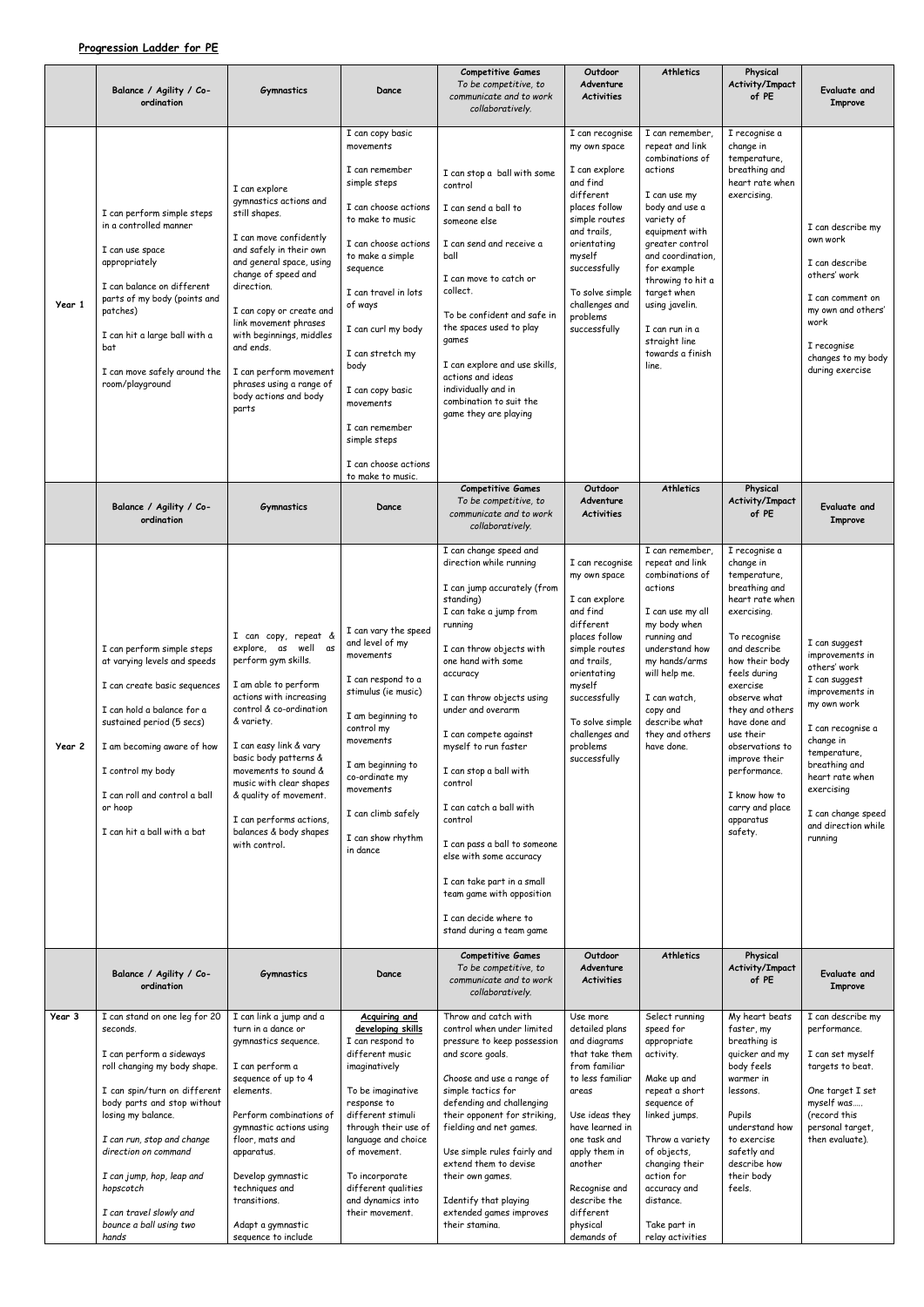**Progression Ladder for PE**

| | Balance / Agility / Co-ordination | Gymnastics | Dance | Competitive Games *To be competitive, to communicate and to work collaboratively.* | Outdoor Adventure Activities | Athletics | Physical Activity/Impact of PE | Evaluate and Improve |
|---|---|---|---|---|---|---|---|---|
| Year 1 | I can perform simple steps in a controlled manner<br><br>I can use space appropriately<br><br>I can balance on different parts of my body (points and patches)<br><br>I can hit a large ball with a bat<br><br>I can move safely around the room/playground | I can explore gymnastics actions and still shapes.<br><br>I can move confidently and safely in their own and general space, using change of speed and direction.<br><br>I can copy or create and link movement phrases with beginnings, middles and ends.<br><br>I can perform movement phrases using a range of body actions and body parts | I can copy basic movements<br><br>I can remember simple steps<br><br>I can choose actions to make to music<br><br>I can choose actions to make a simple sequence<br><br>I can travel in lots of ways<br><br>I can curl my body<br><br>I can stretch my body<br><br>I can copy basic movements<br><br>I can remember simple steps<br><br>I can choose actions to make to music. | I can stop a ball with some control<br><br>I can send a ball to someone else<br><br>I can send and receive a ball<br><br>I can move to catch or collect.<br><br>To be confident and safe in the spaces used to play games<br><br>I can explore and use skills, actions and ideas individually and in combination to suit the game they are playing | I can recognise my own space<br><br>I can explore and find different places follow simple routes and trails, orientating myself successfully<br><br>To solve simple challenges and problems successfully | I can remember, repeat and link combinations of actions<br><br>I can use my body and use a variety of equipment with greater control and coordination, for example throwing to hit a target when using javelin.<br><br>I can run in a straight line towards a finish line. | I recognise a change in temperature, breathing and heart rate when exercising. | I can describe my own work<br><br>I can describe others' work<br><br>I can comment on my own and others' work<br><br>I recognise changes to my body during exercise |
| | **Balance / Agility / Co-ordination** | **Gymnastics** | **Dance** | **Competitive Games** *To be competitive, to communicate and to work collaboratively.* | **Outdoor Adventure Activities** | **Athletics** | **Physical Activity/Impact of PE** | **Evaluate and Improve** |
| Year 2 | I can perform simple steps at varying levels and speeds<br><br>I can create basic sequences<br><br>I can hold a balance for a sustained period (5 secs)<br><br>I am becoming aware of how<br><br>I control my body<br><br>I can roll and control a ball or hoop<br><br>I can hit a ball with a bat | I can copy, repeat & explore, as well as perform gym skills.<br><br>I am able to perform actions with increasing control & co-ordination & variety.<br><br>I can easy link & vary basic body patterns & movements to sound & music with clear shapes & quality of movement.<br><br>I can performs actions, balances & body shapes with control. | I can vary the speed and level of my movements<br><br>I can respond to a stimulus (ie music)<br><br>I am beginning to control my movements<br><br>I am beginning to co-ordinate my movements<br><br>I can climb safely<br><br>I can show rhythm in dance | I can change speed and direction while running<br><br>I can jump accurately (from standing)<br>I can take a jump from running<br><br>I can throw objects with one hand with some accuracy<br><br>I can throw objects using under and overarm<br><br>I can compete against myself to run faster<br><br>I can stop a ball with control<br><br>I can catch a ball with control<br><br>I can pass a ball to someone else with some accuracy<br><br>I can take part in a small team game with opposition<br><br>I can decide where to stand during a team game | I can recognise my own space<br><br>I can explore and find different places follow simple routes and trails, orientating myself successfully<br><br>To solve simple challenges and problems successfully | I can remember, repeat and link combinations of actions<br><br>I can use my all my body when running and understand how my hands/arms will help me.<br><br>I can watch, copy and describe what they and others have done. | I recognise a change in temperature, breathing and heart rate when exercising.<br><br>To recognise and describe how their body feels during exercise observe what they and others have done and use their observations to improve their performance.<br><br>I know how to carry and place apparatus safety. | I can suggest improvements in others' work<br>I can suggest improvements in my own work<br><br>I can recognise a change in temperature, breathing and heart rate when exercising<br><br>I can change speed and direction while running |
| | **Balance / Agility / Co-ordination** | **Gymnastics** | **Dance** | **Competitive Games** *To be competitive, to communicate and to work collaboratively.* | **Outdoor Adventure Activities** | **Athletics** | **Physical Activity/Impact of PE** | **Evaluate and Improve** |
| Year 3 | I can stand on one leg for 20 seconds.<br><br>I can perform a sideways roll changing my body shape.<br><br>I can spin/turn on different body parts and stop without losing my balance.<br><br>*I can run, stop and change direction on command*<br><br>*I can jump, hop, leap and hopscotch*<br><br>*I can travel slowly and bounce a ball using two hands* | I can link a jump and a turn in a dance or gymnastics sequence.<br><br>I can perform a sequence of up to 4 elements.<br><br>Perform combinations of gymnastic actions using floor, mats and apparatus.<br><br>Develop gymnastic techniques and transitions.<br><br>Adapt a gymnastic sequence to include | **Acquiring and developing skills**<br>I can respond to different music imaginatively<br><br>To be imaginative response to different stimuli through their use of language and choice of movement.<br><br>To incorporate different qualities and dynamics into their movement. | Throw and catch with control when under limited pressure to keep possession and score goals.<br><br>Choose and use a range of simple tactics for defending and challenging their opponent for striking, fielding and net games.<br><br>Use simple rules fairly and extend them to devise their own games.<br><br>Identify that playing extended games improves their stamina. | Use more detailed plans and diagrams that take them from familiar to less familiar areas<br><br>Use ideas they have learned in one task and apply them in another<br><br>Recognise and describe the different physical demands of | Select running speed for appropriate activity.<br><br>Make up and repeat a short sequence of linked jumps.<br><br>Throw a variety of objects, changing their action for accuracy and distance.<br><br>Take part in relay activities | My heart beats faster, my breathing is quicker and my body feels warmer in lessons.<br><br>Pupils understand how to exercise safetly and describe how their body feels. | I can describe my performance.<br><br>I can set myself targets to beat.<br><br>One target I set myself was….. (record this personal target, then evaluate). |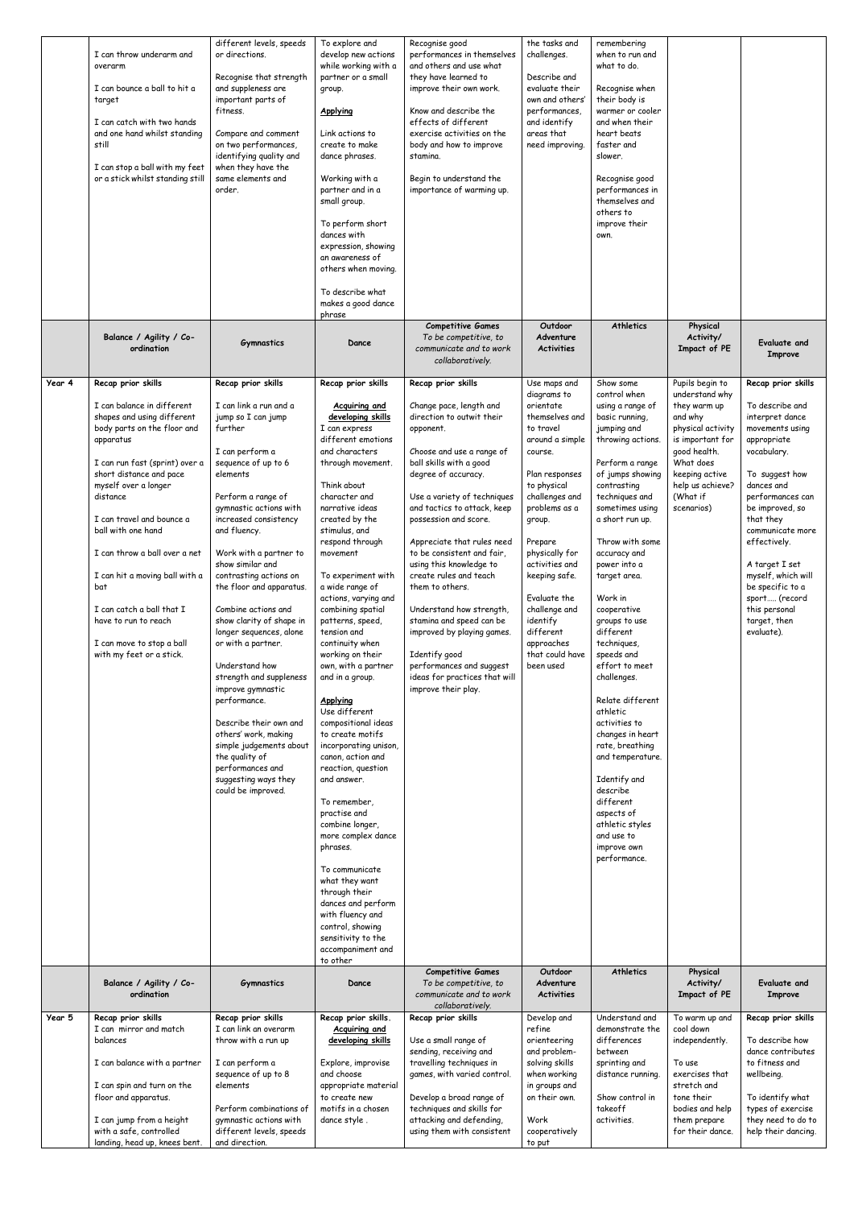| | Balance / Agility / Co-ordination | Gymnastics | Dance | Competitive Games *To be competitive, to communicate and to work collaboratively.* | Outdoor Adventure Activities | Athletics | Physical Activity/ Impact of PE | Evaluate and Improve |
|---|---|---|---|---|---|---|---|---|
| | I can throw underarm and overarm<br><br>I can bounce a ball to hit a target<br><br>I can catch with two hands and one hand whilst standing still<br><br>I can stop a ball with my feet or a stick whilst standing still | different levels, speeds or directions.<br><br>Recognise that strength and suppleness are important parts of fitness.<br><br>Compare and comment on two performances, identifying quality and when they have the same elements and order. | To explore and develop new actions while working with a partner or a small group.<br><br>**Applying**<br><br>Link actions to create to make dance phrases.<br><br>Working with a partner and in a small group.<br><br>To perform short dances with expression, showing an awareness of others when moving.<br><br>To describe what makes a good dance phrase | Recognise good performances in themselves and others and use what they have learned to improve their own work.<br><br>Know and describe the effects of different exercise activities on the body and how to improve stamina.<br><br>Begin to understand the importance of warming up. | the tasks and challenges.<br><br>Describe and evaluate their own and others' performances, and identify areas that need improving. | remembering when to run and what to do.<br><br>Recognise when their body is warmer or cooler and when their heart beats faster and slower.<br><br>Recognise good performances in themselves and others to improve their own. | | |
| **Year 4** | **Recap prior skills**<br><br>I can balance in different shapes and using different body parts on the floor and apparatus<br><br>I can run fast (sprint) over a short distance and pace myself over a longer distance<br><br>I can travel and bounce a ball with one hand<br><br>I can throw a ball over a net<br><br>I can hit a moving ball with a bat<br><br>I can catch a ball that I have to run to reach<br><br>I can move to stop a ball with my feet or a stick. | **Recap prior skills**<br><br>I can link a run and a jump so I can jump further<br><br>I can perform a sequence of up to 6 elements<br><br>Perform a range of gymnastic actions with increased consistency and fluency.<br><br>Work with a partner to show similar and contrasting actions on the floor and apparatus.<br><br>Combine actions and show clarity of shape in longer sequences, alone or with a partner.<br><br>Understand how strength and suppleness improve gymnastic performance.<br><br>Describe their own and others' work, making simple judgements about the quality of performances and suggesting ways they could be improved. | **Recap prior skills**<br><br>**Acquiring and developing skills**<br>I can express different emotions and characters through movement.<br><br>Think about character and narrative ideas created by the stimulus, and respond through movement<br><br>To experiment with a wide range of actions, varying and combining spatial patterns, speed, tension and continuity when working on their own, with a partner and in a group.<br><br>**Applying**<br>Use different compositional ideas to create motifs incorporating unison, canon, action and reaction, question and answer.<br><br>To remember, practise and combine longer, more complex dance phrases.<br><br>To communicate what they want through their dances and perform with fluency and control, showing sensitivity to the accompaniment and to other | **Recap prior skills**<br><br>Change pace, length and direction to outwit their opponent.<br><br>Choose and use a range of ball skills with a good degree of accuracy.<br><br>Use a variety of techniques and tactics to attack, keep possession and score.<br><br>Appreciate that rules need to be consistent and fair, using this knowledge to create rules and teach them to others.<br><br>Understand how strength, stamina and speed can be improved by playing games.<br><br>Identify good performances and suggest ideas for practices that will improve their play. | Use maps and diagrams to orientate themselves and to travel around a simple course.<br><br>Plan responses to physical challenges and problems as a group.<br><br>Prepare physically for activities and keeping safe.<br><br>Evaluate the challenge and identify different approaches that could have been used | Show some control when using a range of basic running, jumping and throwing actions.<br><br>Perform a range of jumps showing contrasting techniques and sometimes using a short run up.<br><br>Throw with some accuracy and power into a target area.<br><br>Work in cooperative groups to use different techniques, speeds and effort to meet challenges.<br><br>Relate different athletic activities to changes in heart rate, breathing and temperature.<br><br>Identify and describe different aspects of athletic styles and use to improve own performance. | Pupils begin to understand why they warm up and why physical activity is important for good health. What does keeping active help us achieve? (What if scenarios) | **Recap prior skills**<br><br>To describe and interpret dance movements using appropriate vocabulary.<br><br>To suggest how dances and performances can be improved, so that they communicate more effectively.<br><br>A target I set myself, which will be specific to a sport….. (record this personal target, then evaluate). |
| | **Balance / Agility / Co-ordination** | **Gymnastics** | **Dance** | **Competitive Games** *To be competitive, to communicate and to work collaboratively.* | **Outdoor Adventure Activities** | **Athletics** | **Physical Activity/ Impact of PE** | **Evaluate and Improve** |
| **Year 5** | **Recap prior skills**<br>I can mirror and match balances<br><br>I can balance with a partner<br><br>I can spin and turn on the floor and apparatus.<br><br>I can jump from a height with a safe, controlled landing, head up, knees bent. | **Recap prior skills**<br>I can link an overarm throw with a run up<br><br>I can perform a sequence of up to 8 elements<br><br>Perform combinations of gymnastic actions with different levels, speeds and direction. | **Recap prior skills.**<br>**Acquiring and developing skills**<br><br>Explore, improvise and choose appropriate material to create new motifs in a chosen dance style . | **Recap prior skills**<br><br>Use a small range of sending, receiving and travelling techniques in games, with varied control.<br><br>Develop a broad range of techniques and skills for attacking and defending, using them with consistent | Develop and refine orienteering and problem-solving skills when working in groups and on their own.<br><br>Work cooperatively to put | Understand and demonstrate the differences between sprinting and distance running.<br><br>Show control in takeoff activities. | To warm up and cool down independently.<br><br>To use exercises that stretch and tone their bodies and help them prepare for their dance. | **Recap prior skills**<br><br>To describe how dance contributes to fitness and wellbeing.<br><br>To identify what types of exercise they need to do to help their dancing. |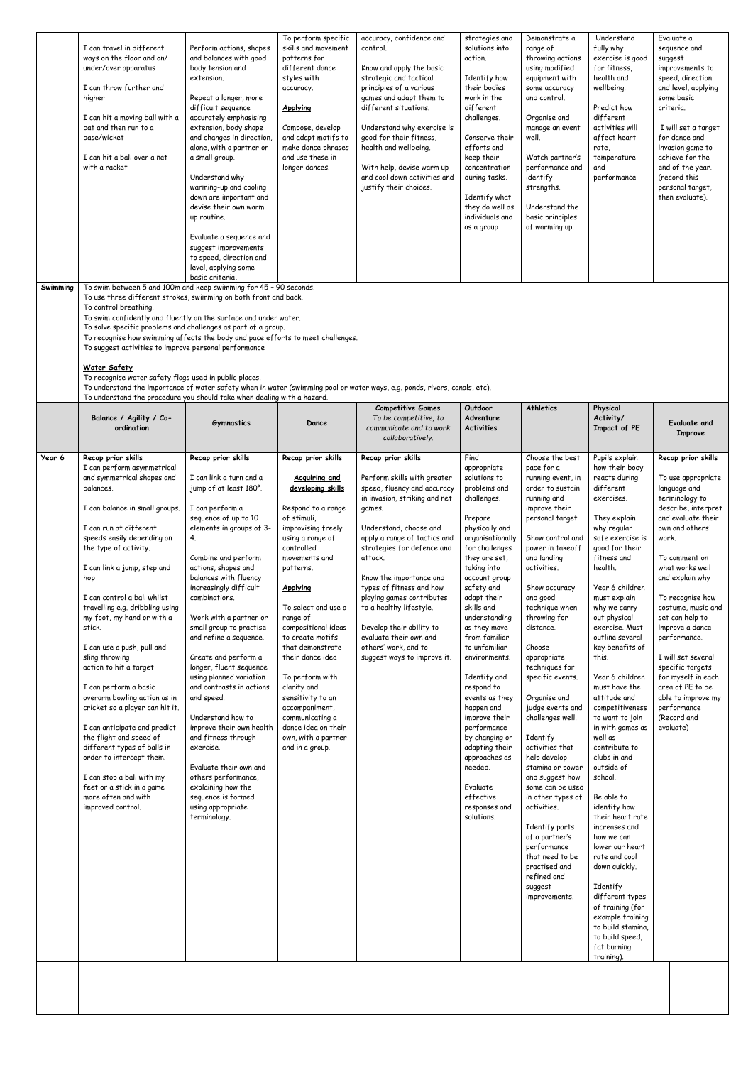| | | | | | | | | |
|---|---|---|---|---|---|---|---|---|
| | I can travel in different ways on the floor and on/ under/over apparatus<br><br>I can throw further and higher<br><br>I can hit a moving ball with a bat and then run to a base/wicket<br><br>I can hit a ball over a net with a racket | Perform actions, shapes and balances with good body tension and extension.<br><br>Repeat a longer, more difficult sequence accurately emphasising extension, body shape and changes in direction, alone, with a partner or a small group.<br><br>Understand why warming-up and cooling down are important and devise their own warm up routine.<br><br>Evaluate a sequence and suggest improvements to speed, direction and level, applying some basic criteria. | To perform specific skills and movement patterns for different dance styles with accuracy.<br><br>**Applying**<br><br>Compose, develop and adapt motifs to make dance phrases and use these in longer dances. | accuracy, confidence and control.<br><br>Know and apply the basic strategic and tactical principles of a various games and adapt them to different situations.<br><br>Understand why exercise is good for their fitness, health and wellbeing.<br><br>With help, devise warm up and cool down activities and justify their choices. | strategies and solutions into action.<br><br>Identify how their bodies work in the different challenges.<br><br>Conserve their efforts and keep their concentration during tasks.<br><br>Identify what they do well as individuals and as a group | Demonstrate a range of throwing actions using modified equipment with some accuracy and control.<br><br>Organise and manage an event well.<br><br>Watch partner's performance and identify strengths.<br><br>Understand the basic principles of warming up. | Understand fully why exercise is good for fitness, health and wellbeing.<br><br>Predict how different activities will affect heart rate, temperature and performance | Evaluate a sequence and suggest improvements to speed, direction and level, applying some basic criteria.<br><br>I will set a target for dance and invasion game to achieve for the end of the year. (record this personal target, then evaluate). |
| **Swimming** | To swim between 5 and 100m and keep swimming for 45 – 90 seconds.<br>To use three different strokes, swimming on both front and back.<br>To control breathing.<br>To swim confidently and fluently on the surface and under water.<br>To solve specific problems and challenges as part of a group.<br>To recognise how swimming affects the body and pace efforts to meet challenges.<br>To suggest activities to improve personal performance<br><br>**Water Safety**<br>To recognise water safety flags used in public places.<br>To understand the importance of water safety when in water (swimming pool or water ways, e.g. ponds, rivers, canals, etc).<br>To understand the procedure you should take when dealing with a hazard. | | | | | | | |
| | **Balance / Agility / Co-ordination** | **Gymnastics** | **Dance** | **Competitive Games** *To be competitive, to communicate and to work collaboratively.* | **Outdoor Adventure Activities** | **Athletics** | **Physical Activity/ Impact of PE** | **Evaluate and Improve** |
| **Year 6** | **Recap prior skills**<br>I can perform asymmetrical and symmetrical shapes and balances.<br><br>I can balance in small groups.<br><br>I can run at different speeds easily depending on the type of activity.<br><br>I can link a jump, step and hop<br><br>I can control a ball whilst travelling e.g. dribbling using my foot, my hand or with a stick.<br><br>I can use a push, pull and sling throwing action to hit a target<br><br>I can perform a basic overarm bowling action as in cricket so a player can hit it.<br><br>I can anticipate and predict the flight and speed of different types of balls in order to intercept them.<br><br>I can stop a ball with my feet or a stick in a game more often and with improved control. | **Recap prior skills**<br><br>I can link a turn and a jump of at least 180°.<br><br>I can perform a sequence of up to 10 elements in groups of 3-4.<br><br>Combine and perform actions, shapes and balances with fluency increasingly difficult combinations.<br><br>Work with a partner or small group to practise and refine a sequence.<br><br>Create and perform a longer, fluent sequence using planned variation and contrasts in actions and speed.<br><br>Understand how to improve their own health and fitness through exercise.<br><br>Evaluate their own and others performance, explaining how the sequence is formed using appropriate terminology. | **Recap prior skills**<br><br>**Acquiring and developing skills**<br><br>Respond to a range of stimuli, improvising freely using a range of controlled movements and patterns.<br><br>**Applying**<br><br>To select and use a range of compositional ideas to create motifs that demonstrate their dance idea<br><br>To perform with clarity and sensitivity to an accompaniment, communicating a dance idea on their own, with a partner and in a group. | **Recap prior skills**<br><br>Perform skills with greater speed, fluency and accuracy in invasion, striking and net games.<br><br>Understand, choose and apply a range of tactics and strategies for defence and attack.<br><br>Know the importance and types of fitness and how playing games contributes to a healthy lifestyle.<br><br>Develop their ability to evaluate their own and others' work, and to suggest ways to improve it. | Find appropriate solutions to problems and challenges.<br><br>Prepare physically and organisationally for challenges they are set, taking into account group safety and adapt their skills and understanding as they move from familiar to unfamiliar environments.<br><br>Identify and respond to events as they happen and improve their performance by changing or adapting their approaches as needed.<br><br>Evaluate effective responses and solutions. | Choose the best pace for a running event, in order to sustain running and improve their personal target<br><br>Show control and power in takeoff and landing activities.<br><br>Show accuracy and good technique when throwing for distance.<br><br>Choose appropriate techniques for specific events.<br><br>Organise and judge events and challenges well.<br><br>Identify activities that help develop stamina or power and suggest how some can be used in other types of activities.<br><br>Identify parts of a partner's performance that need to be practised and refined and suggest improvements. | Pupils explain how their body reacts during different exercises.<br><br>They explain why regular safe exercise is good for their fitness and health.<br><br>Year 6 children must explain why we carry out physical exercise. Must outline several key benefits of this.<br><br>Year 6 children must have the attitude and competitiveness to want to join in with games as well as contribute to clubs in and outside of school.<br><br>Be able to identify how their heart rate increases and how we can lower our heart rate and cool down quickly.<br><br>Identify different types of training (for example training to build stamina, to build speed, fat burning training). | **Recap prior skills**<br><br>To use appropriate language and terminology to describe, interpret and evaluate their own and others' work.<br><br>To comment on what works well and explain why<br><br>To recognise how costume, music and set can help to improve a dance performance.<br><br>I will set several specific targets for myself in each area of PE to be able to improve my performance (Record and evaluate) |